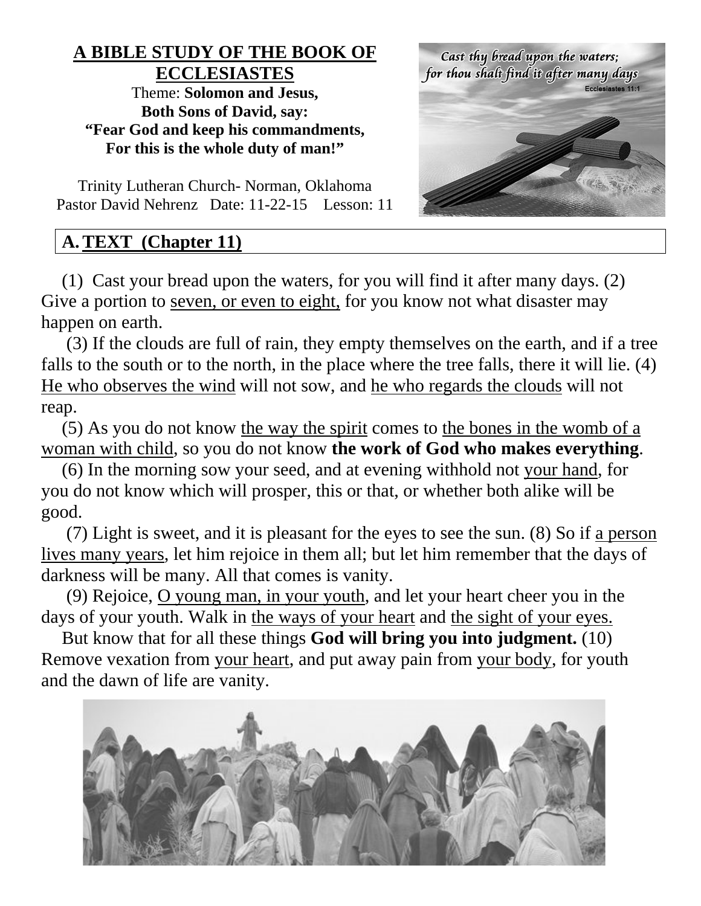# A BIBLE STUDY OF THE BOOK OF ECCLESIASTES

Theme: **Solomon and Jesus, Both Sons of David, say: "Fear God and keep his commandments, For this is the whole duty of man!"**

Trinity Lutheran Church- Norman, Oklahoma
Pastor David Nehrenz Date: 11-22-15 Lesson: 11

## A. TEXT (Chapter 11)

(1) Cast your bread upon the waters, for you will find it after many days. (2) Give a portion to seven, or even to eight, for you know not what disaster may happen on earth.

(3) If the clouds are full of rain, they empty themselves on the earth, and if a tree falls to the south or to the north, in the place where the tree falls, there it will lie. (4) He who observes the wind will not sow, and he who regards the clouds will not reap.

(5) As you do not know the way the spirit comes to the bones in the womb of a woman with child, so you do not know **the work of God who makes everything**.

(6) In the morning sow your seed, and at evening withhold not your hand, for you do not know which will prosper, this or that, or whether both alike will be good.

(7) Light is sweet, and it is pleasant for the eyes to see the sun. (8) So if a person lives many years, let him rejoice in them all; but let him remember that the days of darkness will be many. All that comes is vanity.

(9) Rejoice, O young man, in your youth, and let your heart cheer you in the days of your youth. Walk in the ways of your heart and the sight of your eyes.

But know that for all these things **God will bring you into judgment.** (10) Remove vexation from your heart, and put away pain from your body, for youth and the dawn of life are vanity.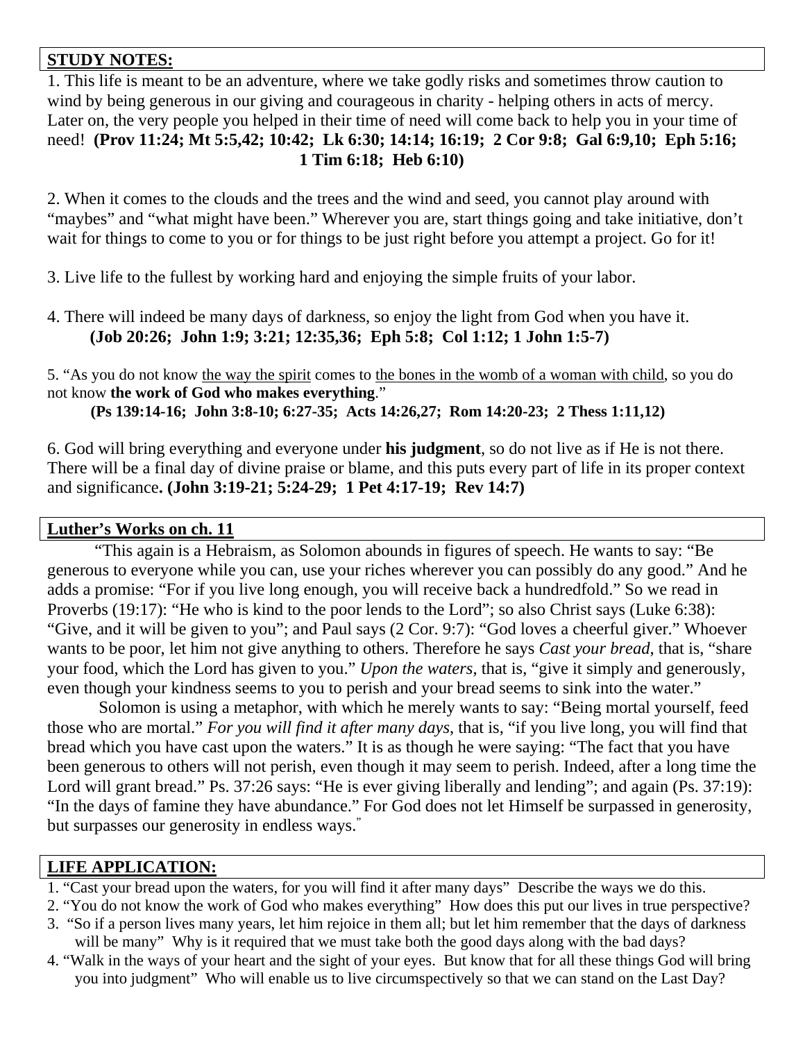## STUDY NOTES:

1. This life is meant to be an adventure, where we take godly risks and sometimes throw caution to wind by being generous in our giving and courageous in charity - helping others in acts of mercy. Later on, the very people you helped in their time of need will come back to help you in your time of need! **(Prov 11:24; Mt 5:5,42; 10:42; Lk 6:30; 14:14; 16:19; 2 Cor 9:8; Gal 6:9,10; Eph 5:16; 1 Tim 6:18; Heb 6:10)**

2. When it comes to the clouds and the trees and the wind and seed, you cannot play around with "maybes" and "what might have been." Wherever you are, start things going and take initiative, don't wait for things to come to you or for things to be just right before you attempt a project. Go for it!

3. Live life to the fullest by working hard and enjoying the simple fruits of your labor.

4. There will indeed be many days of darkness, so enjoy the light from God when you have it. **(Job 20:26; John 1:9; 3:21; 12:35,36; Eph 5:8; Col 1:12; 1 John 1:5-7)**

5. "As you do not know the way the spirit comes to the bones in the womb of a woman with child, so you do not know **the work of God who makes everything**." **(Ps 139:14-16; John 3:8-10; 6:27-35; Acts 14:26,27; Rom 14:20-23; 2 Thess 1:11,12)**

6. God will bring everything and everyone under **his judgment**, so do not live as if He is not there. There will be a final day of divine praise or blame, and this puts every part of life in its proper context and significance**. (John 3:19-21; 5:24-29; 1 Pet 4:17-19; Rev 14:7)**

## Luther's Works on ch. 11

"This again is a Hebraism, as Solomon abounds in figures of speech. He wants to say: "Be generous to everyone while you can, use your riches wherever you can possibly do any good." And he adds a promise: "For if you live long enough, you will receive back a hundredfold." So we read in Proverbs (19:17): "He who is kind to the poor lends to the Lord"; so also Christ says (Luke 6:38): "Give, and it will be given to you"; and Paul says (2 Cor. 9:7): "God loves a cheerful giver." Whoever wants to be poor, let him not give anything to others. Therefore he says *Cast your bread*, that is, "share your food, which the Lord has given to you." *Upon the waters*, that is, "give it simply and generously, even though your kindness seems to you to perish and your bread seems to sink into the water."

Solomon is using a metaphor, with which he merely wants to say: "Being mortal yourself, feed those who are mortal." *For you will find it after many days*, that is, "if you live long, you will find that bread which you have cast upon the waters." It is as though he were saying: "The fact that you have been generous to others will not perish, even though it may seem to perish. Indeed, after a long time the Lord will grant bread." Ps. 37:26 says: "He is ever giving liberally and lending"; and again (Ps. 37:19): "In the days of famine they have abundance." For God does not let Himself be surpassed in generosity, but surpasses our generosity in endless ways."

## LIFE APPLICATION:

1. "Cast your bread upon the waters, for you will find it after many days" Describe the ways we do this.
2. "You do not know the work of God who makes everything" How does this put our lives in true perspective?
3. "So if a person lives many years, let him rejoice in them all; but let him remember that the days of darkness will be many" Why is it required that we must take both the good days along with the bad days?
4. "Walk in the ways of your heart and the sight of your eyes. But know that for all these things God will bring you into judgment" Who will enable us to live circumspectively so that we can stand on the Last Day?